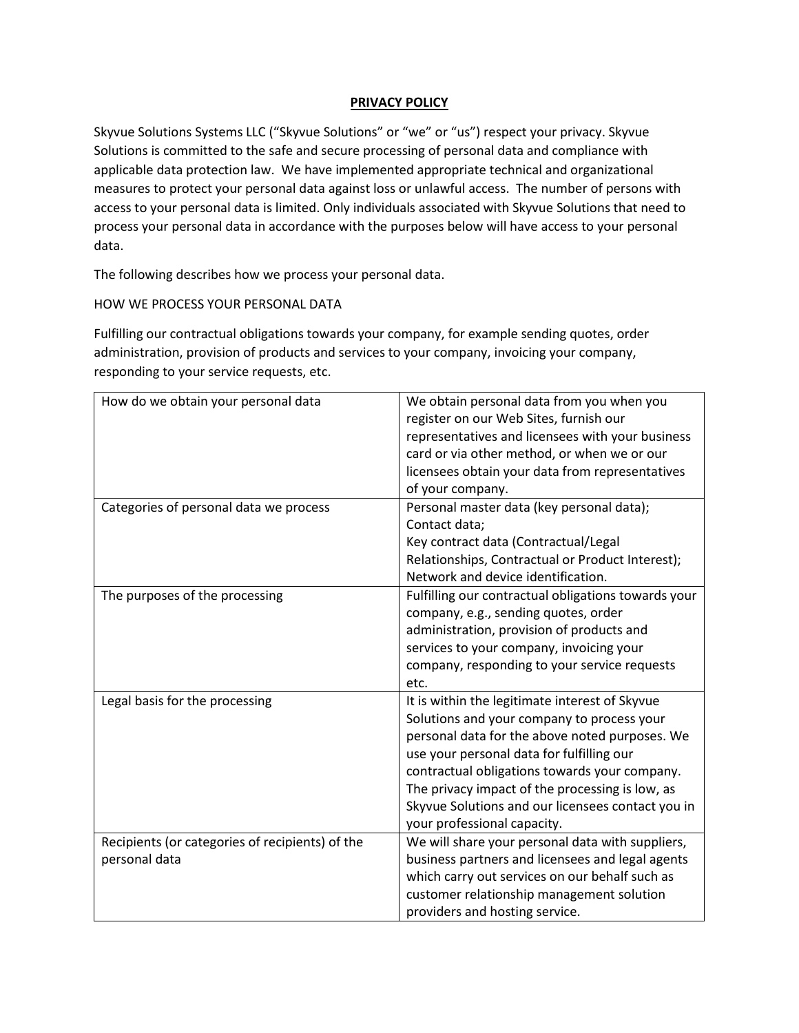# PRIVACY POLICY

Skyvue Solutions Systems LLC ("Skyvue Solutions" or "we" or "us") respect your privacy. Skyvue Solutions is committed to the safe and secure processing of personal data and compliance with applicable data protection law. We have implemented appropriate technical and organizational measures to protect your personal data against loss or unlawful access. The number of persons with access to your personal data is limited. Only individuals associated with Skyvue Solutions that need to process your personal data in accordance with the purposes below will have access to your personal data.

The following describes how we process your personal data.

HOW WE PROCESS YOUR PERSONAL DATA

Fulfilling our contractual obligations towards your company, for example sending quotes, order administration, provision of products and services to your company, invoicing your company, responding to your service requests, etc.

| | |
|---|---|
| How do we obtain your personal data | We obtain personal data from you when you register on our Web Sites, furnish our representatives and licensees with your business card or via other method, or when we or our licensees obtain your data from representatives of your company. |
| Categories of personal data we process | Personal master data (key personal data);<br>Contact data;<br>Key contract data (Contractual/Legal Relationships, Contractual or Product Interest);<br>Network and device identification. |
| The purposes of the processing | Fulfilling our contractual obligations towards your company, e.g., sending quotes, order administration, provision of products and services to your company, invoicing your company, responding to your service requests etc. |
| Legal basis for the processing | It is within the legitimate interest of Skyvue Solutions and your company to process your personal data for the above noted purposes. We use your personal data for fulfilling our contractual obligations towards your company. The privacy impact of the processing is low, as Skyvue Solutions and our licensees contact you in your professional capacity. |
| Recipients (or categories of recipients) of the personal data | We will share your personal data with suppliers, business partners and licensees and legal agents which carry out services on our behalf such as customer relationship management solution providers and hosting service. |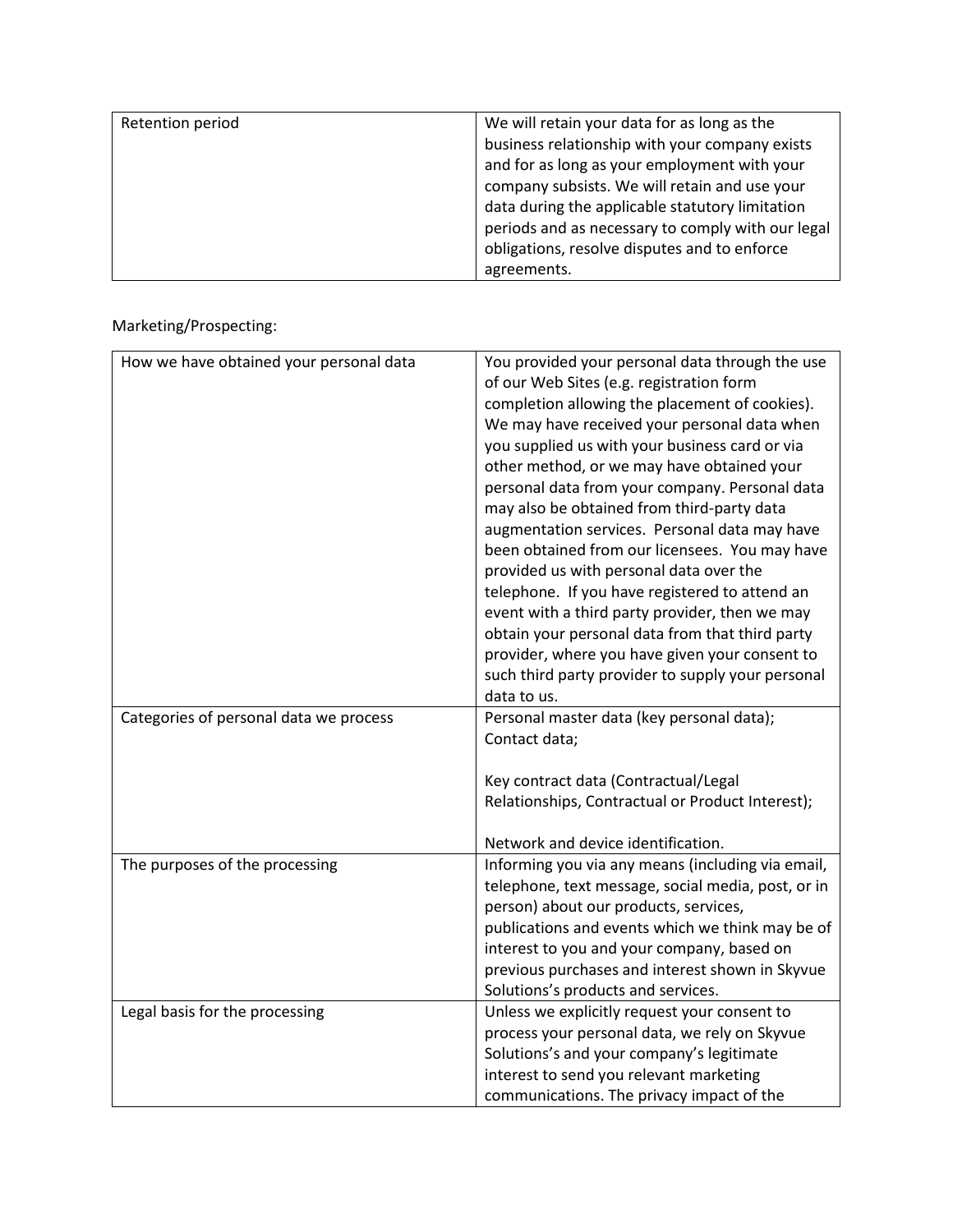| Retention period | We will retain your data for as long as the business relationship with your company exists and for as long as your employment with your company subsists. We will retain and use your data during the applicable statutory limitation periods and as necessary to comply with our legal obligations, resolve disputes and to enforce agreements. |
|---|---|

Marketing/Prospecting:

| How we have obtained your personal data | You provided your personal data through the use of our Web Sites (e.g. registration form completion allowing the placement of cookies). We may have received your personal data when you supplied us with your business card or via other method, or we may have obtained your personal data from your company. Personal data may also be obtained from third-party data augmentation services. Personal data may have been obtained from our licensees. You may have provided us with personal data over the telephone. If you have registered to attend an event with a third party provider, then we may obtain your personal data from that third party provider, where you have given your consent to such third party provider to supply your personal data to us. |
|---|---|
| Categories of personal data we process | Personal master data (key personal data); Contact data;<br><br>Key contract data (Contractual/Legal Relationships, Contractual or Product Interest);<br><br>Network and device identification. |
| The purposes of the processing | Informing you via any means (including via email, telephone, text message, social media, post, or in person) about our products, services, publications and events which we think may be of interest to you and your company, based on previous purchases and interest shown in Skyvue Solutions's products and services. |
| Legal basis for the processing | Unless we explicitly request your consent to process your personal data, we rely on Skyvue Solutions's and your company's legitimate interest to send you relevant marketing communications. The privacy impact of the |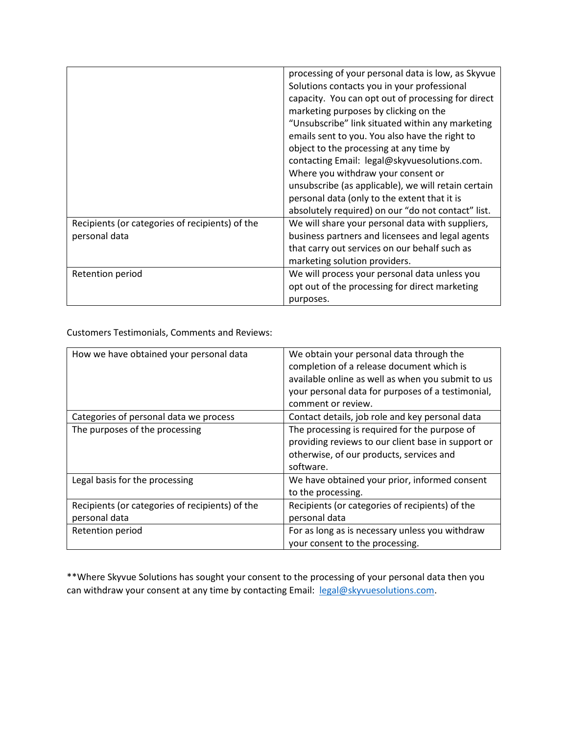| | |
|---|---|
| | processing of your personal data is low, as Skyvue Solutions contacts you in your professional capacity. You can opt out of processing for direct marketing purposes by clicking on the "Unsubscribe" link situated within any marketing emails sent to you. You also have the right to object to the processing at any time by contacting Email: legal@skyvuesolutions.com. Where you withdraw your consent or unsubscribe (as applicable), we will retain certain personal data (only to the extent that it is absolutely required) on our "do not contact" list. |
| Recipients (or categories of recipients) of the personal data | We will share your personal data with suppliers, business partners and licensees and legal agents that carry out services on our behalf such as marketing solution providers. |
| Retention period | We will process your personal data unless you opt out of the processing for direct marketing purposes. |

Customers Testimonials, Comments and Reviews:

| | |
|---|---|
| How we have obtained your personal data | We obtain your personal data through the completion of a release document which is available online as well as when you submit to us your personal data for purposes of a testimonial, comment or review. |
| Categories of personal data we process | Contact details, job role and key personal data |
| The purposes of the processing | The processing is required for the purpose of providing reviews to our client base in support or otherwise, of our products, services and software. |
| Legal basis for the processing | We have obtained your prior, informed consent to the processing. |
| Recipients (or categories of recipients) of the personal data | Recipients (or categories of recipients) of the personal data |
| Retention period | For as long as is necessary unless you withdraw your consent to the processing. |

**Where Skyvue Solutions has sought your consent to the processing of your personal data then you can withdraw your consent at any time by contacting Email: legal@skyvuesolutions.com.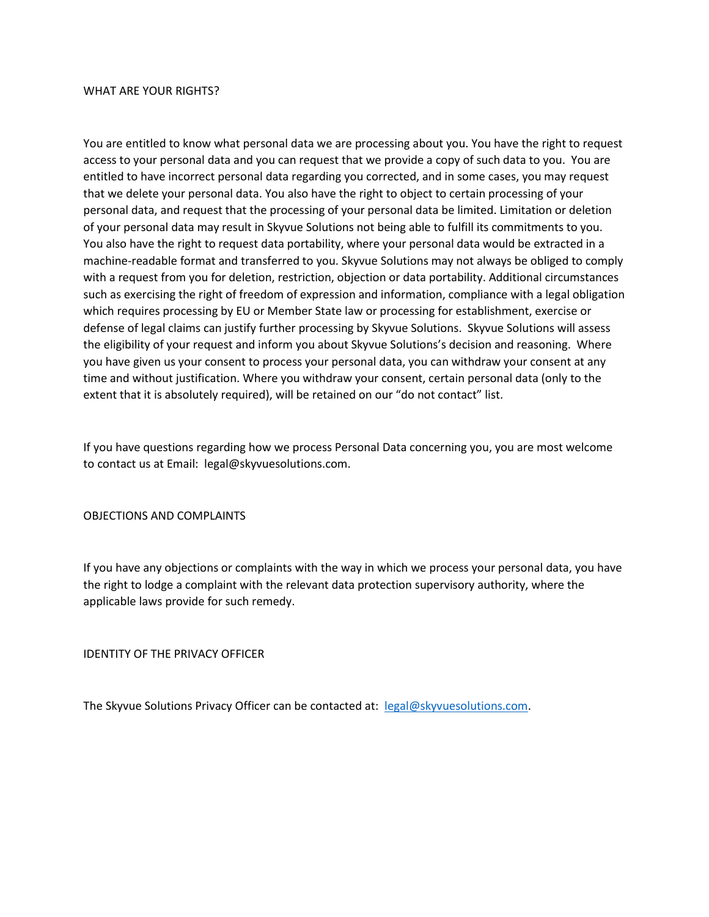## WHAT ARE YOUR RIGHTS?

You are entitled to know what personal data we are processing about you. You have the right to request access to your personal data and you can request that we provide a copy of such data to you. You are entitled to have incorrect personal data regarding you corrected, and in some cases, you may request that we delete your personal data. You also have the right to object to certain processing of your personal data, and request that the processing of your personal data be limited. Limitation or deletion of your personal data may result in Skyvue Solutions not being able to fulfill its commitments to you. You also have the right to request data portability, where your personal data would be extracted in a machine-readable format and transferred to you. Skyvue Solutions may not always be obliged to comply with a request from you for deletion, restriction, objection or data portability. Additional circumstances such as exercising the right of freedom of expression and information, compliance with a legal obligation which requires processing by EU or Member State law or processing for establishment, exercise or defense of legal claims can justify further processing by Skyvue Solutions. Skyvue Solutions will assess the eligibility of your request and inform you about Skyvue Solutions's decision and reasoning. Where you have given us your consent to process your personal data, you can withdraw your consent at any time and without justification. Where you withdraw your consent, certain personal data (only to the extent that it is absolutely required), will be retained on our "do not contact" list.

If you have questions regarding how we process Personal Data concerning you, you are most welcome to contact us at Email: legal@skyvuesolutions.com.

## OBJECTIONS AND COMPLAINTS

If you have any objections or complaints with the way in which we process your personal data, you have the right to lodge a complaint with the relevant data protection supervisory authority, where the applicable laws provide for such remedy.

## IDENTITY OF THE PRIVACY OFFICER

The Skyvue Solutions Privacy Officer can be contacted at: [legal@skyvuesolutions.com](mailto:legal@skyvuesolutions.com).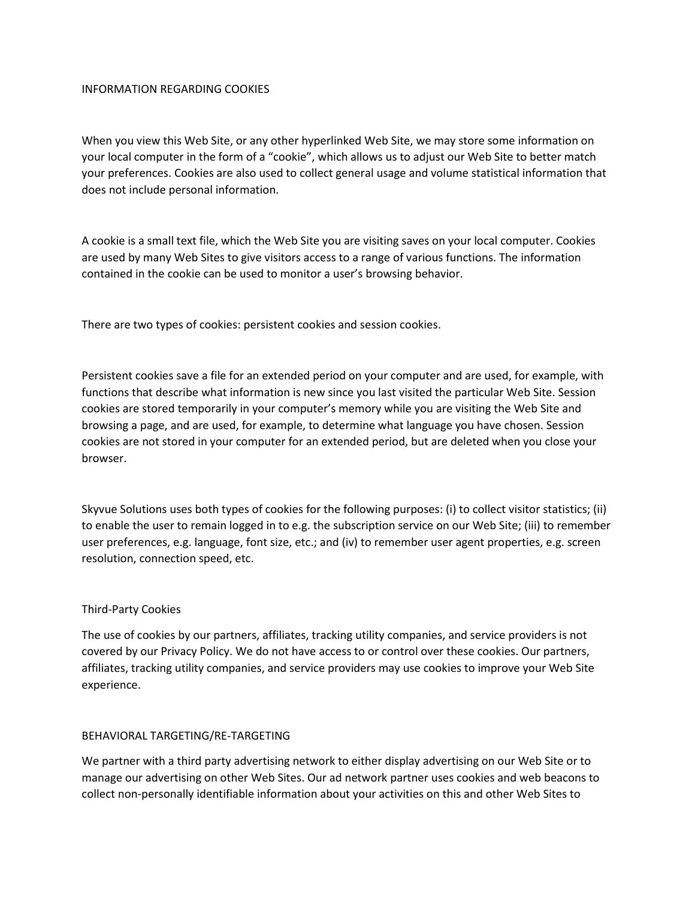## INFORMATION REGARDING COOKIES

When you view this Web Site, or any other hyperlinked Web Site, we may store some information on your local computer in the form of a "cookie", which allows us to adjust our Web Site to better match your preferences. Cookies are also used to collect general usage and volume statistical information that does not include personal information.

A cookie is a small text file, which the Web Site you are visiting saves on your local computer. Cookies are used by many Web Sites to give visitors access to a range of various functions. The information contained in the cookie can be used to monitor a user's browsing behavior.

There are two types of cookies: persistent cookies and session cookies.

Persistent cookies save a file for an extended period on your computer and are used, for example, with functions that describe what information is new since you last visited the particular Web Site. Session cookies are stored temporarily in your computer's memory while you are visiting the Web Site and browsing a page, and are used, for example, to determine what language you have chosen. Session cookies are not stored in your computer for an extended period, but are deleted when you close your browser.

Skyvue Solutions uses both types of cookies for the following purposes: (i) to collect visitor statistics; (ii) to enable the user to remain logged in to e.g. the subscription service on our Web Site; (iii) to remember user preferences, e.g. language, font size, etc.; and (iv) to remember user agent properties, e.g. screen resolution, connection speed, etc.

### Third-Party Cookies

The use of cookies by our partners, affiliates, tracking utility companies, and service providers is not covered by our Privacy Policy. We do not have access to or control over these cookies. Our partners, affiliates, tracking utility companies, and service providers may use cookies to improve your Web Site experience.

## BEHAVIORAL TARGETING/RE-TARGETING

We partner with a third party advertising network to either display advertising on our Web Site or to manage our advertising on other Web Sites. Our ad network partner uses cookies and web beacons to collect non-personally identifiable information about your activities on this and other Web Sites to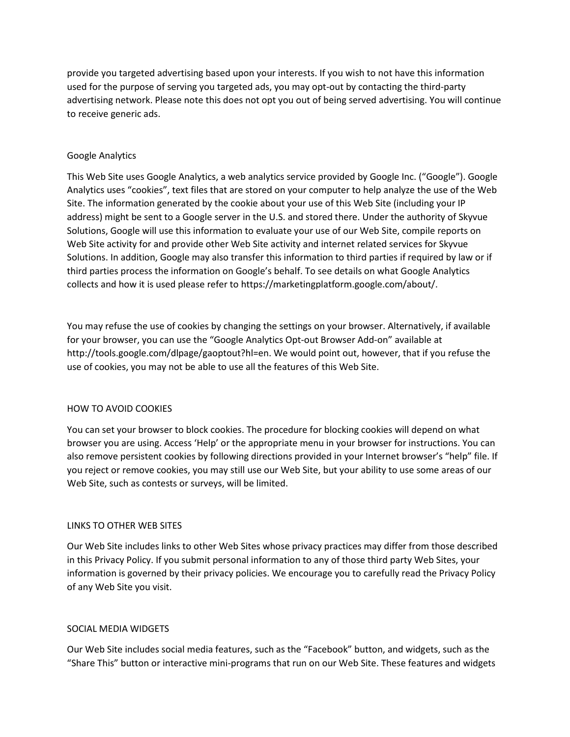provide you targeted advertising based upon your interests. If you wish to not have this information used for the purpose of serving you targeted ads, you may opt-out by contacting the third-party advertising network. Please note this does not opt you out of being served advertising. You will continue to receive generic ads.

## Google Analytics

This Web Site uses Google Analytics, a web analytics service provided by Google Inc. (“Google”). Google Analytics uses “cookies”, text files that are stored on your computer to help analyze the use of the Web Site. The information generated by the cookie about your use of this Web Site (including your IP address) might be sent to a Google server in the U.S. and stored there. Under the authority of Skyvue Solutions, Google will use this information to evaluate your use of our Web Site, compile reports on Web Site activity for and provide other Web Site activity and internet related services for Skyvue Solutions. In addition, Google may also transfer this information to third parties if required by law or if third parties process the information on Google’s behalf. To see details on what Google Analytics collects and how it is used please refer to https://marketingplatform.google.com/about/.

You may refuse the use of cookies by changing the settings on your browser. Alternatively, if available for your browser, you can use the “Google Analytics Opt-out Browser Add-on” available at http://tools.google.com/dlpage/gaoptout?hl=en. We would point out, however, that if you refuse the use of cookies, you may not be able to use all the features of this Web Site.

## HOW TO AVOID COOKIES

You can set your browser to block cookies. The procedure for blocking cookies will depend on what browser you are using. Access ‘Help’ or the appropriate menu in your browser for instructions. You can also remove persistent cookies by following directions provided in your Internet browser’s “help” file. If you reject or remove cookies, you may still use our Web Site, but your ability to use some areas of our Web Site, such as contests or surveys, will be limited.

## LINKS TO OTHER WEB SITES

Our Web Site includes links to other Web Sites whose privacy practices may differ from those described in this Privacy Policy. If you submit personal information to any of those third party Web Sites, your information is governed by their privacy policies. We encourage you to carefully read the Privacy Policy of any Web Site you visit.

## SOCIAL MEDIA WIDGETS

Our Web Site includes social media features, such as the “Facebook” button, and widgets, such as the “Share This” button or interactive mini-programs that run on our Web Site. These features and widgets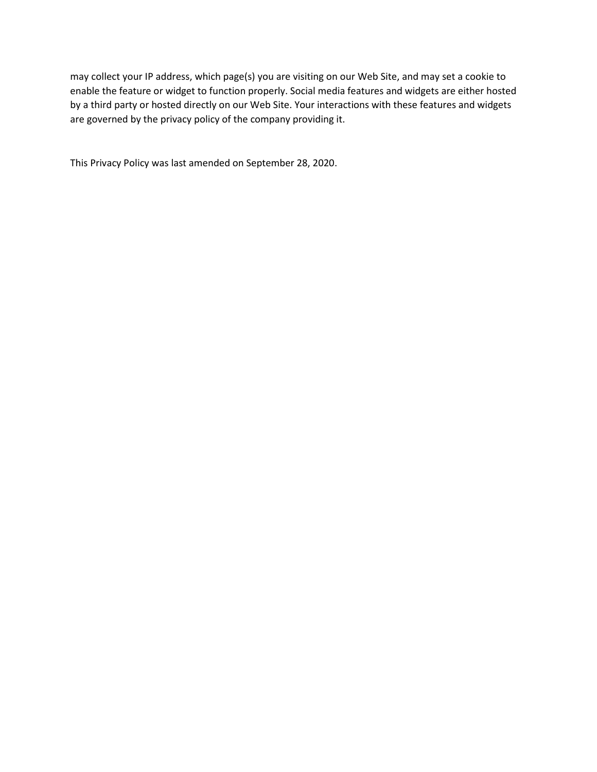may collect your IP address, which page(s) you are visiting on our Web Site, and may set a cookie to enable the feature or widget to function properly. Social media features and widgets are either hosted by a third party or hosted directly on our Web Site. Your interactions with these features and widgets are governed by the privacy policy of the company providing it.

This Privacy Policy was last amended on September 28, 2020.